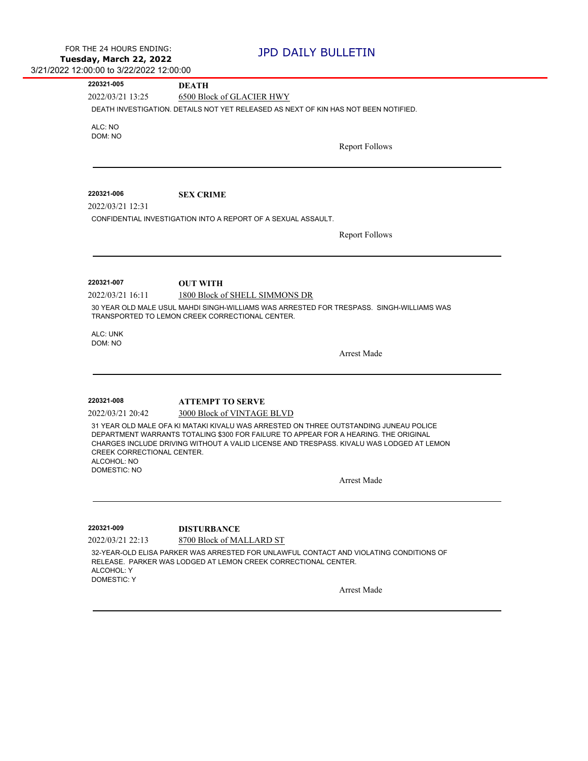FOR THE 24 HOURS ENDING:
**Tuesday, March 22, 2022**
3/21/2022 12:00:00 to 3/22/2022 12:00:00

# JPD DAILY BULLETIN

---

**220321-005** **DEATH**

2022/03/21 13:25 — 6500 Block of GLACIER HWY

DEATH INVESTIGATION. DETAILS NOT YET RELEASED AS NEXT OF KIN HAS NOT BEEN NOTIFIED.

ALC: NO
DOM: NO

Report Follows

---

**220321-006** **SEX CRIME**

2022/03/21 12:31

CONFIDENTIAL INVESTIGATION INTO A REPORT OF A SEXUAL ASSAULT.

Report Follows

---

**220321-007** **OUT WITH**

2022/03/21 16:11 — 1800 Block of SHELL SIMMONS DR

30 YEAR OLD MALE USUL MAHDI SINGH-WILLIAMS WAS ARRESTED FOR TRESPASS. SINGH-WILLIAMS WAS TRANSPORTED TO LEMON CREEK CORRECTIONAL CENTER.

ALC: UNK
DOM: NO

Arrest Made

---

**220321-008** **ATTEMPT TO SERVE**

2022/03/21 20:42 — 3000 Block of VINTAGE BLVD

31 YEAR OLD MALE OFA KI MATAKI KIVALU WAS ARRESTED ON THREE OUTSTANDING JUNEAU POLICE DEPARTMENT WARRANTS TOTALING $300 FOR FAILURE TO APPEAR FOR A HEARING. THE ORIGINAL CHARGES INCLUDE DRIVING WITHOUT A VALID LICENSE AND TRESPASS. KIVALU WAS LODGED AT LEMON CREEK CORRECTIONAL CENTER.
ALCOHOL: NO
DOMESTIC: NO

Arrest Made

---

**220321-009** **DISTURBANCE**

2022/03/21 22:13 — 8700 Block of MALLARD ST

32-YEAR-OLD ELISA PARKER WAS ARRESTED FOR UNLAWFUL CONTACT AND VIOLATING CONDITIONS OF RELEASE. PARKER WAS LODGED AT LEMON CREEK CORRECTIONAL CENTER.
ALCOHOL: Y
DOMESTIC: Y

Arrest Made

---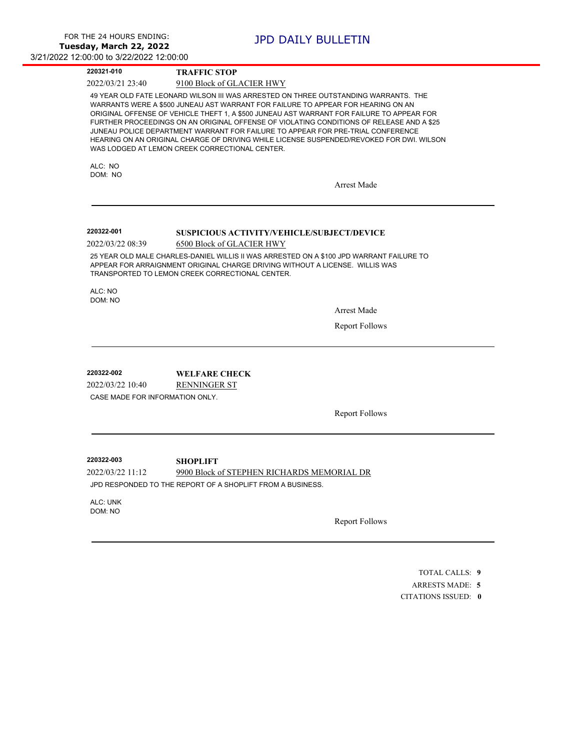FOR THE 24 HOURS ENDING:
**Tuesday, March 22, 2022**
3/21/2022 12:00:00 to 3/22/2022 12:00:00

# JPD DAILY BULLETIN

---

**220321-010** **TRAFFIC STOP**
2022/03/21 23:40 9100 Block of GLACIER HWY

49 YEAR OLD FATE LEONARD WILSON III WAS ARRESTED ON THREE OUTSTANDING WARRANTS. THE WARRANTS WERE A $500 JUNEAU AST WARRANT FOR FAILURE TO APPEAR FOR HEARING ON AN ORIGINAL OFFENSE OF VEHICLE THEFT 1, A $500 JUNEAU AST WARRANT FOR FAILURE TO APPEAR FOR FURTHER PROCEEDINGS ON AN ORIGINAL OFFENSE OF VIOLATING CONDITIONS OF RELEASE AND A $25 JUNEAU POLICE DEPARTMENT WARRANT FOR FAILURE TO APPEAR FOR PRE-TRIAL CONFERENCE HEARING ON AN ORIGINAL CHARGE OF DRIVING WHILE LICENSE SUSPENDED/REVOKED FOR DWI. WILSON WAS LODGED AT LEMON CREEK CORRECTIONAL CENTER.

ALC: NO
DOM: NO

Arrest Made

---

**220322-001** **SUSPICIOUS ACTIVITY/VEHICLE/SUBJECT/DEVICE**
2022/03/22 08:39 6500 Block of GLACIER HWY

25 YEAR OLD MALE CHARLES-DANIEL WILLIS II WAS ARRESTED ON A $100 JPD WARRANT FAILURE TO APPEAR FOR ARRAIGNMENT ORIGINAL CHARGE DRIVING WITHOUT A LICENSE. WILLIS WAS TRANSPORTED TO LEMON CREEK CORRECTIONAL CENTER.

ALC: NO
DOM: NO

Arrest Made

Report Follows

---

**220322-002** **WELFARE CHECK**
2022/03/22 10:40 RENNINGER ST

CASE MADE FOR INFORMATION ONLY.

Report Follows

---

**220322-003** **SHOPLIFT**
2022/03/22 11:12 9900 Block of STEPHEN RICHARDS MEMORIAL DR

JPD RESPONDED TO THE REPORT OF A SHOPLIFT FROM A BUSINESS.

ALC: UNK
DOM: NO

Report Follows

---

TOTAL CALLS: **9**
ARRESTS MADE: **5**
CITATIONS ISSUED: **0**